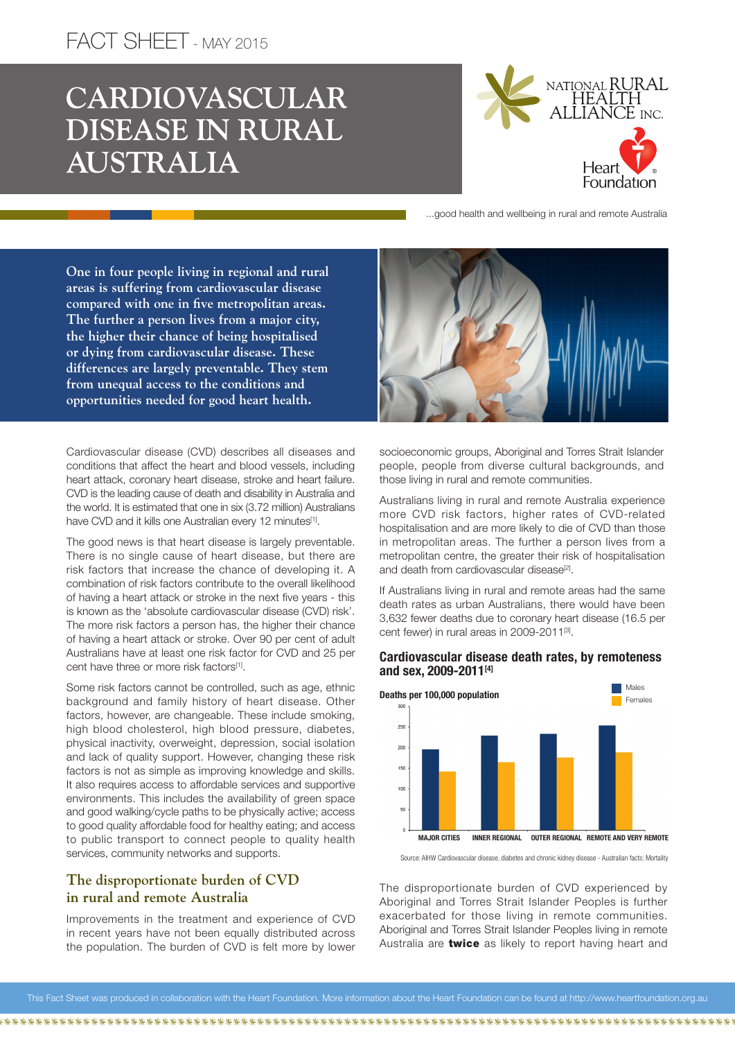FACT SHEET - MAY 2015

# CARDIOVASCULAR DISEASE IN RURAL AUSTRALIA

...good health and wellbeing in rural and remote Australia

**One in four people living in regional and rural areas is suffering from cardiovascular disease compared with one in five metropolitan areas. The further a person lives from a major city, the higher their chance of being hospitalised or dying from cardiovascular disease. These differences are largely preventable. They stem from unequal access to the conditions and opportunities needed for good heart health.**

Cardiovascular disease (CVD) describes all diseases and conditions that affect the heart and blood vessels, including heart attack, coronary heart disease, stroke and heart failure. CVD is the leading cause of death and disability in Australia and the world. It is estimated that one in six (3.72 million) Australians have CVD and it kills one Australian every 12 minutes[1].

The good news is that heart disease is largely preventable. There is no single cause of heart disease, but there are risk factors that increase the chance of developing it. A combination of risk factors contribute to the overall likelihood of having a heart attack or stroke in the next five years - this is known as the 'absolute cardiovascular disease (CVD) risk'. The more risk factors a person has, the higher their chance of having a heart attack or stroke. Over 90 per cent of adult Australians have at least one risk factor for CVD and 25 per cent have three or more risk factors[1].

Some risk factors cannot be controlled, such as age, ethnic background and family history of heart disease. Other factors, however, are changeable. These include smoking, high blood cholesterol, high blood pressure, diabetes, physical inactivity, overweight, depression, social isolation and lack of quality support. However, changing these risk factors is not as simple as improving knowledge and skills. It also requires access to affordable services and supportive environments. This includes the availability of green space and good walking/cycle paths to be physically active; access to good quality affordable food for healthy eating; and access to public transport to connect people to quality health services, community networks and supports.

## The disproportionate burden of CVD in rural and remote Australia

Improvements in the treatment and experience of CVD in recent years have not been equally distributed across the population. The burden of CVD is felt more by lower socioeconomic groups, Aboriginal and Torres Strait Islander people, people from diverse cultural backgrounds, and those living in rural and remote communities.

Australians living in rural and remote Australia experience more CVD risk factors, higher rates of CVD-related hospitalisation and are more likely to die of CVD than those in metropolitan areas. The further a person lives from a metropolitan centre, the greater their risk of hospitalisation and death from cardiovascular disease[2].

If Australians living in rural and remote areas had the same death rates as urban Australians, there would have been 3,632 fewer deaths due to coronary heart disease (16.5 per cent fewer) in rural areas in 2009-2011[3].

### Cardiovascular disease death rates, by remoteness and sex, 2009-2011[4]

Deaths per 100,000 population (approximate values read from chart)

| | Males | Females |
|---|---|---|
| MAJOR CITIES | ~195 | ~142 |
| INNER REGIONAL | ~228 | ~163 |
| OUTER REGIONAL | ~232 | ~175 |
| REMOTE AND VERY REMOTE | ~252 | ~188 |

Source: AIHW Cardiovascular disease, diabetes and chronic kidney disease - Australian facts: Mortality

The disproportionate burden of CVD experienced by Aboriginal and Torres Strait Islander Peoples is further exacerbated for those living in remote communities. Aboriginal and Torres Strait Islander Peoples living in remote Australia are **twice** as likely to report having heart and

This Fact Sheet was produced in collaboration with the Heart Foundation. More information about the Heart Foundation can be found at http://www.heartfoundation.org.au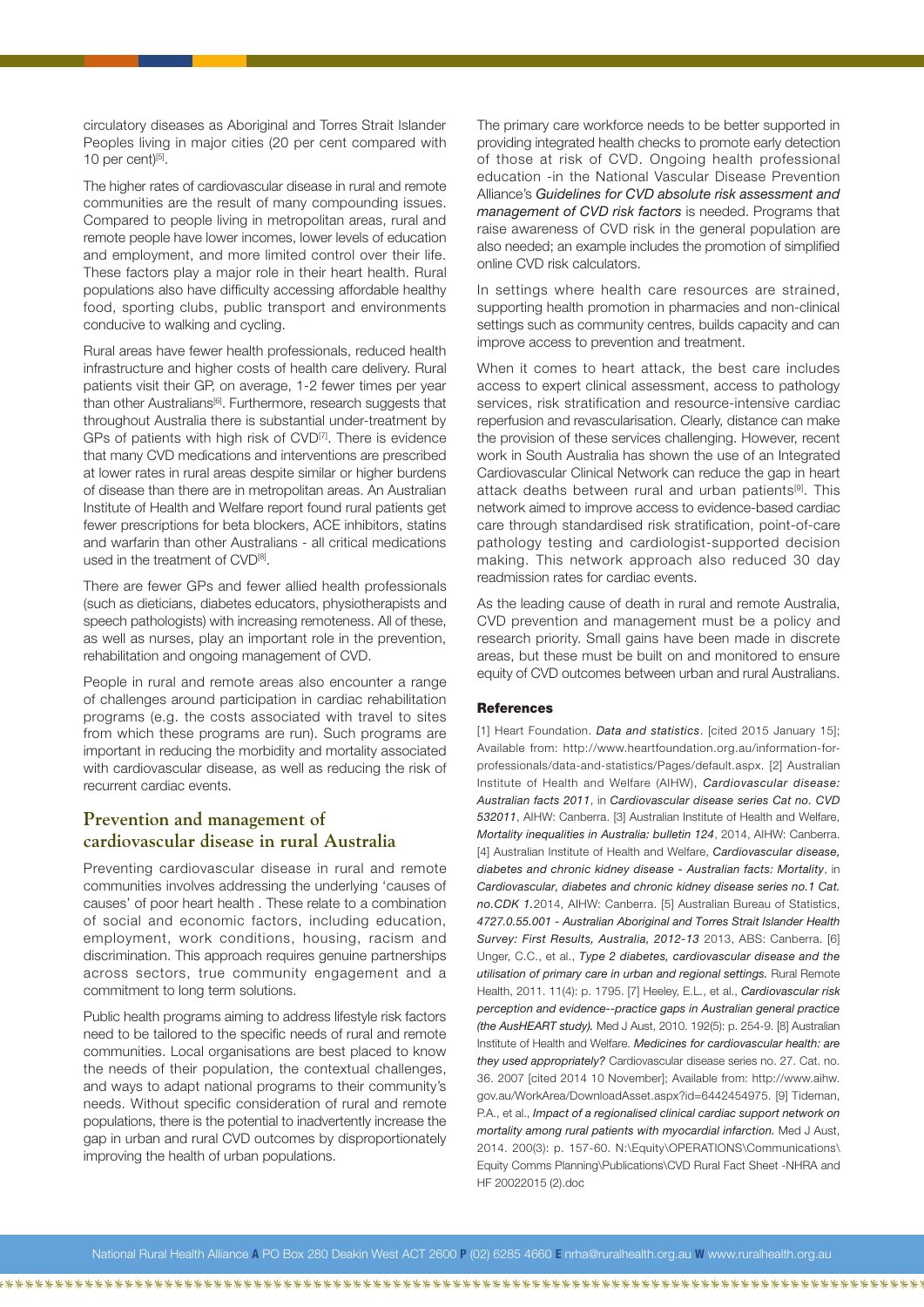circulatory diseases as Aboriginal and Torres Strait Islander Peoples living in major cities (20 per cent compared with 10 per cent)[5].

The higher rates of cardiovascular disease in rural and remote communities are the result of many compounding issues. Compared to people living in metropolitan areas, rural and remote people have lower incomes, lower levels of education and employment, and more limited control over their life. These factors play a major role in their heart health. Rural populations also have difficulty accessing affordable healthy food, sporting clubs, public transport and environments conducive to walking and cycling.

Rural areas have fewer health professionals, reduced health infrastructure and higher costs of health care delivery. Rural patients visit their GP, on average, 1-2 fewer times per year than other Australians[6]. Furthermore, research suggests that throughout Australia there is substantial under-treatment by GPs of patients with high risk of CVD[7]. There is evidence that many CVD medications and interventions are prescribed at lower rates in rural areas despite similar or higher burdens of disease than there are in metropolitan areas. An Australian Institute of Health and Welfare report found rural patients get fewer prescriptions for beta blockers, ACE inhibitors, statins and warfarin than other Australians - all critical medications used in the treatment of CVD[8].

There are fewer GPs and fewer allied health professionals (such as dieticians, diabetes educators, physiotherapists and speech pathologists) with increasing remoteness. All of these, as well as nurses, play an important role in the prevention, rehabilitation and ongoing management of CVD.

People in rural and remote areas also encounter a range of challenges around participation in cardiac rehabilitation programs (e.g. the costs associated with travel to sites from which these programs are run). Such programs are important in reducing the morbidity and mortality associated with cardiovascular disease, as well as reducing the risk of recurrent cardiac events.

## Prevention and management of cardiovascular disease in rural Australia

Preventing cardiovascular disease in rural and remote communities involves addressing the underlying 'causes of causes' of poor heart health . These relate to a combination of social and economic factors, including education, employment, work conditions, housing, racism and discrimination. This approach requires genuine partnerships across sectors, true community engagement and a commitment to long term solutions.

Public health programs aiming to address lifestyle risk factors need to be tailored to the specific needs of rural and remote communities. Local organisations are best placed to know the needs of their population, the contextual challenges, and ways to adapt national programs to their community's needs. Without specific consideration of rural and remote populations, there is the potential to inadvertently increase the gap in urban and rural CVD outcomes by disproportionately improving the health of urban populations.

The primary care workforce needs to be better supported in providing integrated health checks to promote early detection of those at risk of CVD. Ongoing health professional education -in the National Vascular Disease Prevention Alliance's *Guidelines for CVD absolute risk assessment and management of CVD risk factors* is needed. Programs that raise awareness of CVD risk in the general population are also needed; an example includes the promotion of simplified online CVD risk calculators.

In settings where health care resources are strained, supporting health promotion in pharmacies and non-clinical settings such as community centres, builds capacity and can improve access to prevention and treatment.

When it comes to heart attack, the best care includes access to expert clinical assessment, access to pathology services, risk stratification and resource-intensive cardiac reperfusion and revascularisation. Clearly, distance can make the provision of these services challenging. However, recent work in South Australia has shown the use of an Integrated Cardiovascular Clinical Network can reduce the gap in heart attack deaths between rural and urban patients[9]. This network aimed to improve access to evidence-based cardiac care through standardised risk stratification, point-of-care pathology testing and cardiologist-supported decision making. This network approach also reduced 30 day readmission rates for cardiac events.

As the leading cause of death in rural and remote Australia, CVD prevention and management must be a policy and research priority. Small gains have been made in discrete areas, but these must be built on and monitored to ensure equity of CVD outcomes between urban and rural Australians.

### References

[1] Heart Foundation. ***Data and statistics***. [cited 2015 January 15]; Available from: http://www.heartfoundation.org.au/information-for-professionals/data-and-statistics/Pages/default.aspx. [2] Australian Institute of Health and Welfare (AIHW), ***Cardiovascular disease: Australian facts 2011***, in ***Cardiovascular disease series Cat no. CVD 532011***, AIHW: Canberra. [3] Australian Institute of Health and Welfare, ***Mortality inequalities in Australia: bulletin 124***, 2014, AIHW: Canberra. [4] Australian Institute of Health and Welfare, ***Cardiovascular disease, diabetes and chronic kidney disease - Australian facts: Mortality***, in ***Cardiovascular, diabetes and chronic kidney disease series no.1 Cat. no.CDK 1.***2014, AIHW: Canberra. [5] Australian Bureau of Statistics, ***4727.0.55.001 - Australian Aboriginal and Torres Strait Islander Health Survey: First Results, Australia, 2012-13*** 2013, ABS: Canberra. [6] Unger, C.C., et al., ***Type 2 diabetes, cardiovascular disease and the utilisation of primary care in urban and regional settings.*** Rural Remote Health, 2011. 11(4): p. 1795. [7] Heeley, E.L., et al., ***Cardiovascular risk perception and evidence--practice gaps in Australian general practice (the AusHEART study).*** Med J Aust, 2010. 192(5): p. 254-9. [8] Australian Institute of Health and Welfare. ***Medicines for cardiovascular health: are they used appropriately?*** Cardiovascular disease series no. 27. Cat. no. 36. 2007 [cited 2014 10 November]; Available from: http://www.aihw.gov.au/WorkArea/DownloadAsset.aspx?id=6442454975. [9] Tideman, P.A., et al., ***Impact of a regionalised clinical cardiac support network on mortality among rural patients with myocardial infarction.*** Med J Aust, 2014. 200(3): p. 157-60. N:\Equity\OPERATIONS\Communications\Equity Comms Planning\Publications\CVD Rural Fact Sheet -NHRA and HF 20022015 (2).doc

National Rural Health Alliance **A** PO Box 280 Deakin West ACT 2600 **P** (02) 6285 4660 **E** nrha@ruralhealth.org.au **W** www.ruralhealth.org.au